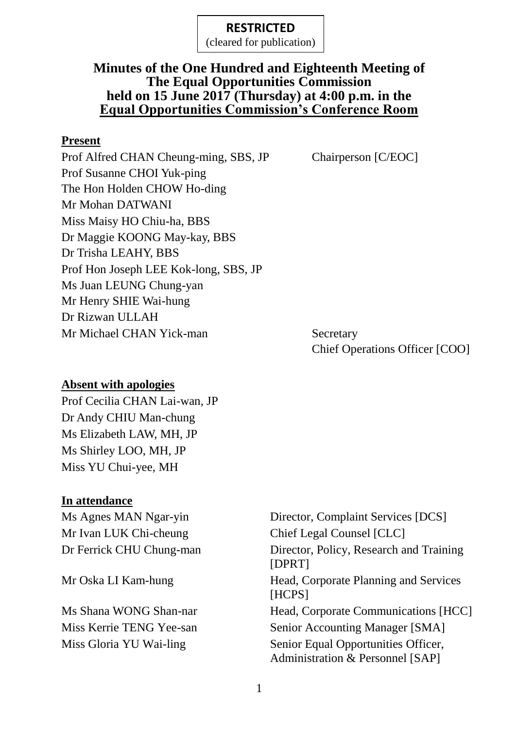**RESTRICTED**
(cleared for publication)

# Minutes of the One Hundred and Eighteenth Meeting of The Equal Opportunities Commission held on 15 June 2017 (Thursday) at 4:00 p.m. in the Equal Opportunities Commission's Conference Room

## Present

| | |
|---|---|
| Prof Alfred CHAN Cheung-ming, SBS, JP | Chairperson [C/EOC] |
| Prof Susanne CHOI Yuk-ping | |
| The Hon Holden CHOW Ho-ding | |
| Mr Mohan DATWANI | |
| Miss Maisy HO Chiu-ha, BBS | |
| Dr Maggie KOONG May-kay, BBS | |
| Dr Trisha LEAHY, BBS | |
| Prof Hon Joseph LEE Kok-long, SBS, JP | |
| Ms Juan LEUNG Chung-yan | |
| Mr Henry SHIE Wai-hung | |
| Dr Rizwan ULLAH | |
| Mr Michael CHAN Yick-man | Secretary<br>Chief Operations Officer [COO] |

## Absent with apologies

Prof Cecilia CHAN Lai-wan, JP
Dr Andy CHIU Man-chung
Ms Elizabeth LAW, MH, JP
Ms Shirley LOO, MH, JP
Miss YU Chui-yee, MH

## In attendance

| | |
|---|---|
| Ms Agnes MAN Ngar-yin | Director, Complaint Services [DCS] |
| Mr Ivan LUK Chi-cheung | Chief Legal Counsel [CLC] |
| Dr Ferrick CHU Chung-man | Director, Policy, Research and Training [DPRT] |
| Mr Oska LI Kam-hung | Head, Corporate Planning and Services [HCPS] |
| Ms Shana WONG Shan-nar | Head, Corporate Communications [HCC] |
| Miss Kerrie TENG Yee-san | Senior Accounting Manager [SMA] |
| Miss Gloria YU Wai-ling | Senior Equal Opportunities Officer, Administration & Personnel [SAP] |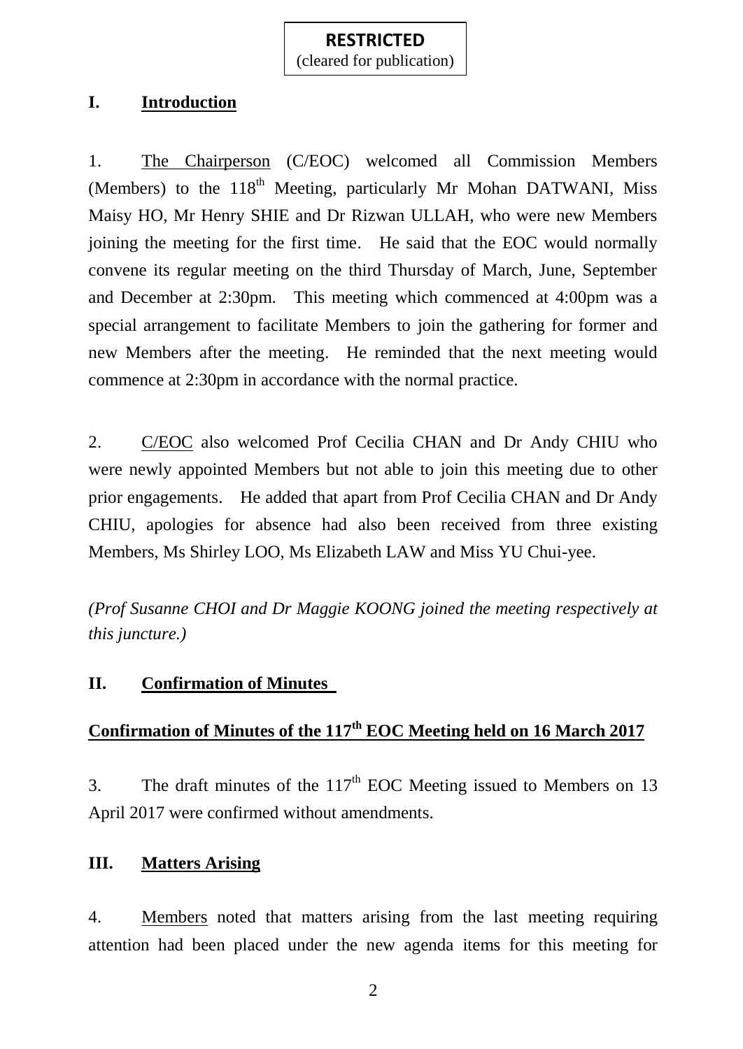**RESTRICTED**
(cleared for publication)

## I. Introduction

1. The Chairperson (C/EOC) welcomed all Commission Members (Members) to the 118th Meeting, particularly Mr Mohan DATWANI, Miss Maisy HO, Mr Henry SHIE and Dr Rizwan ULLAH, who were new Members joining the meeting for the first time. He said that the EOC would normally convene its regular meeting on the third Thursday of March, June, September and December at 2:30pm. This meeting which commenced at 4:00pm was a special arrangement to facilitate Members to join the gathering for former and new Members after the meeting. He reminded that the next meeting would commence at 2:30pm in accordance with the normal practice.

2. C/EOC also welcomed Prof Cecilia CHAN and Dr Andy CHIU who were newly appointed Members but not able to join this meeting due to other prior engagements. He added that apart from Prof Cecilia CHAN and Dr Andy CHIU, apologies for absence had also been received from three existing Members, Ms Shirley LOO, Ms Elizabeth LAW and Miss YU Chui-yee.

*(Prof Susanne CHOI and Dr Maggie KOONG joined the meeting respectively at this juncture.)*

## II. Confirmation of Minutes

### Confirmation of Minutes of the 117th EOC Meeting held on 16 March 2017

3. The draft minutes of the 117th EOC Meeting issued to Members on 13 April 2017 were confirmed without amendments.

## III. Matters Arising

4. Members noted that matters arising from the last meeting requiring attention had been placed under the new agenda items for this meeting for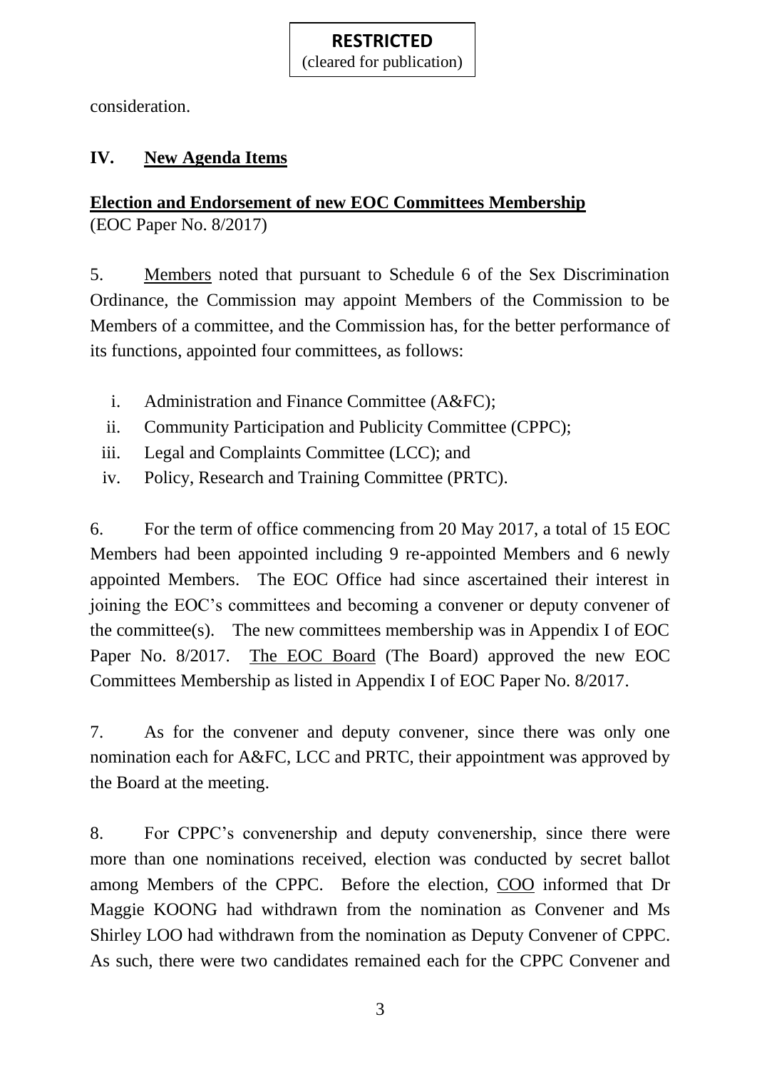consideration.

## IV. New Agenda Items

**Election and Endorsement of new EOC Committees Membership**
(EOC Paper No. 8/2017)

5. Members noted that pursuant to Schedule 6 of the Sex Discrimination Ordinance, the Commission may appoint Members of the Commission to be Members of a committee, and the Commission has, for the better performance of its functions, appointed four committees, as follows:

i. Administration and Finance Committee (A&FC);
ii. Community Participation and Publicity Committee (CPPC);
iii. Legal and Complaints Committee (LCC); and
iv. Policy, Research and Training Committee (PRTC).

6. For the term of office commencing from 20 May 2017, a total of 15 EOC Members had been appointed including 9 re-appointed Members and 6 newly appointed Members. The EOC Office had since ascertained their interest in joining the EOC's committees and becoming a convener or deputy convener of the committee(s). The new committees membership was in Appendix I of EOC Paper No. 8/2017. The EOC Board (The Board) approved the new EOC Committees Membership as listed in Appendix I of EOC Paper No. 8/2017.

7. As for the convener and deputy convener, since there was only one nomination each for A&FC, LCC and PRTC, their appointment was approved by the Board at the meeting.

8. For CPPC's convenership and deputy convenership, since there were more than one nominations received, election was conducted by secret ballot among Members of the CPPC. Before the election, COO informed that Dr Maggie KOONG had withdrawn from the nomination as Convener and Ms Shirley LOO had withdrawn from the nomination as Deputy Convener of CPPC. As such, there were two candidates remained each for the CPPC Convener and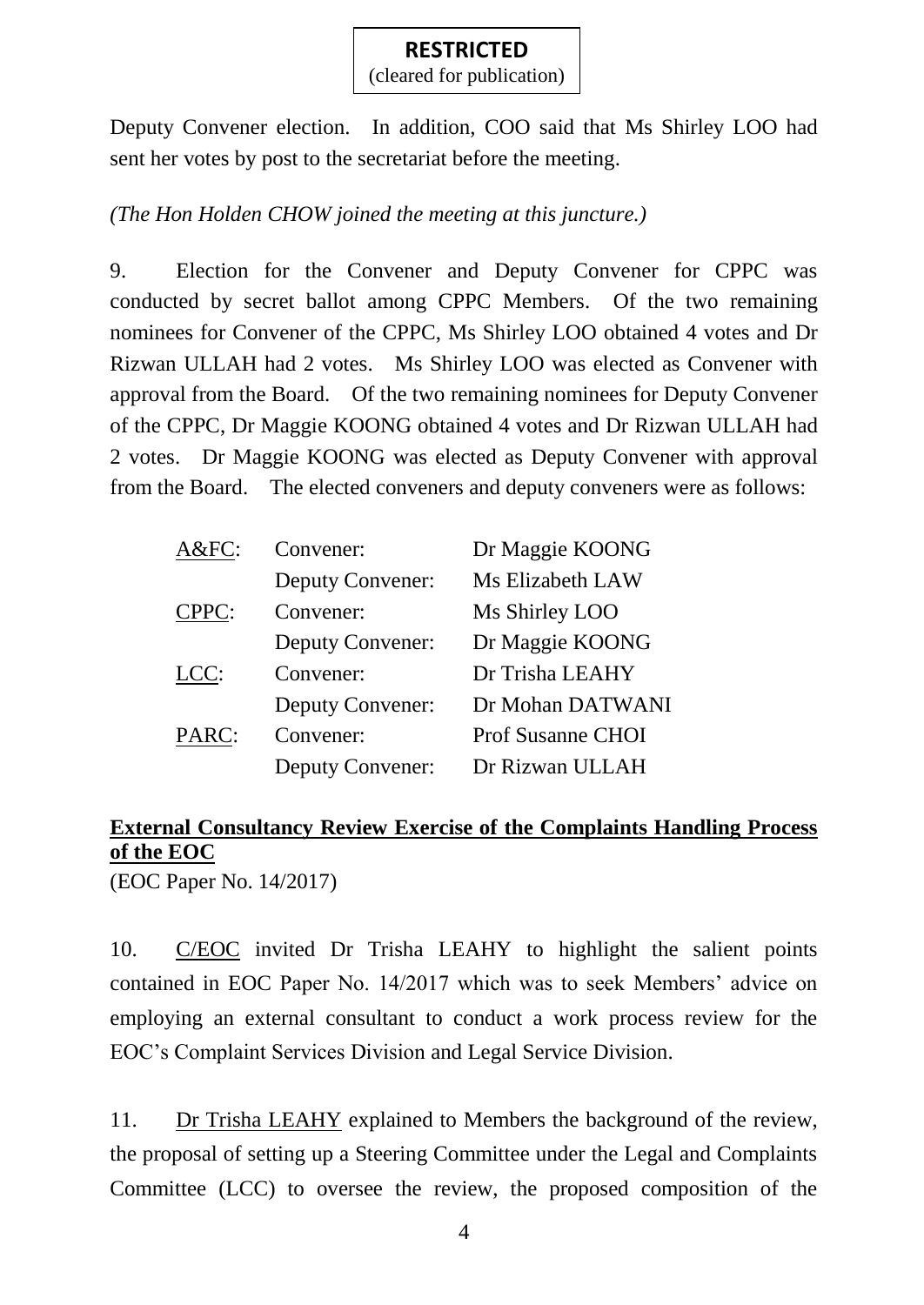Deputy Convener election. In addition, COO said that Ms Shirley LOO had sent her votes by post to the secretariat before the meeting.

*(The Hon Holden CHOW joined the meeting at this juncture.)*

9. Election for the Convener and Deputy Convener for CPPC was conducted by secret ballot among CPPC Members. Of the two remaining nominees for Convener of the CPPC, Ms Shirley LOO obtained 4 votes and Dr Rizwan ULLAH had 2 votes. Ms Shirley LOO was elected as Convener with approval from the Board. Of the two remaining nominees for Deputy Convener of the CPPC, Dr Maggie KOONG obtained 4 votes and Dr Rizwan ULLAH had 2 votes. Dr Maggie KOONG was elected as Deputy Convener with approval from the Board. The elected conveners and deputy conveners were as follows:

| | | |
|---|---|---|
| <u>A&FC</u>: | Convener: | Dr Maggie KOONG |
| | Deputy Convener: | Ms Elizabeth LAW |
| <u>CPPC</u>: | Convener: | Ms Shirley LOO |
| | Deputy Convener: | Dr Maggie KOONG |
| <u>LCC</u>: | Convener: | Dr Trisha LEAHY |
| | Deputy Convener: | Dr Mohan DATWANI |
| <u>PARC</u>: | Convener: | Prof Susanne CHOI |
| | Deputy Convener: | Dr Rizwan ULLAH |

**<u>External Consultancy Review Exercise of the Complaints Handling Process of the EOC</u>**

(EOC Paper No. 14/2017)

10. <u>C/EOC</u> invited Dr Trisha LEAHY to highlight the salient points contained in EOC Paper No. 14/2017 which was to seek Members' advice on employing an external consultant to conduct a work process review for the EOC's Complaint Services Division and Legal Service Division.

11. <u>Dr Trisha LEAHY</u> explained to Members the background of the review, the proposal of setting up a Steering Committee under the Legal and Complaints Committee (LCC) to oversee the review, the proposed composition of the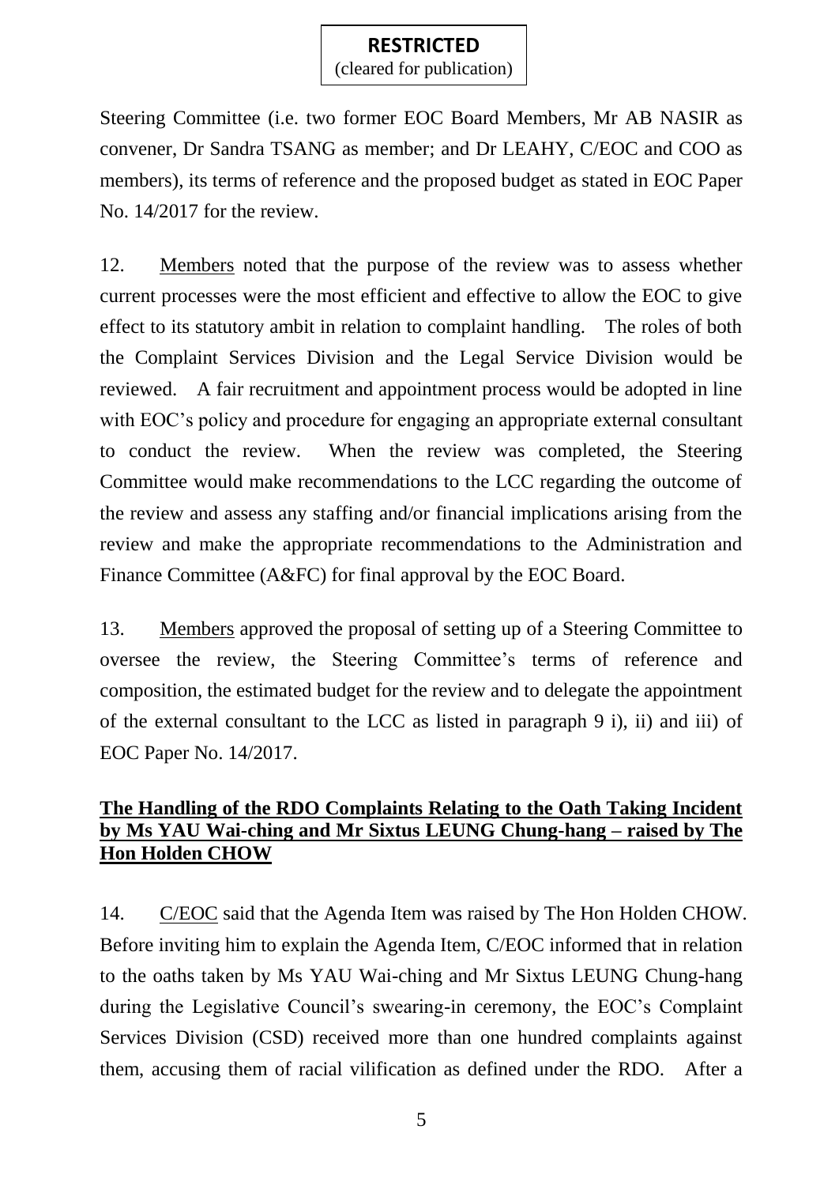Steering Committee (i.e. two former EOC Board Members, Mr AB NASIR as convener, Dr Sandra TSANG as member; and Dr LEAHY, C/EOC and COO as members), its terms of reference and the proposed budget as stated in EOC Paper No. 14/2017 for the review.

12. Members noted that the purpose of the review was to assess whether current processes were the most efficient and effective to allow the EOC to give effect to its statutory ambit in relation to complaint handling. The roles of both the Complaint Services Division and the Legal Service Division would be reviewed. A fair recruitment and appointment process would be adopted in line with EOC's policy and procedure for engaging an appropriate external consultant to conduct the review. When the review was completed, the Steering Committee would make recommendations to the LCC regarding the outcome of the review and assess any staffing and/or financial implications arising from the review and make the appropriate recommendations to the Administration and Finance Committee (A&FC) for final approval by the EOC Board.

13. Members approved the proposal of setting up of a Steering Committee to oversee the review, the Steering Committee's terms of reference and composition, the estimated budget for the review and to delegate the appointment of the external consultant to the LCC as listed in paragraph 9 i), ii) and iii) of EOC Paper No. 14/2017.

**The Handling of the RDO Complaints Relating to the Oath Taking Incident by Ms YAU Wai-ching and Mr Sixtus LEUNG Chung-hang – raised by The Hon Holden CHOW**

14. C/EOC said that the Agenda Item was raised by The Hon Holden CHOW. Before inviting him to explain the Agenda Item, C/EOC informed that in relation to the oaths taken by Ms YAU Wai-ching and Mr Sixtus LEUNG Chung-hang during the Legislative Council's swearing-in ceremony, the EOC's Complaint Services Division (CSD) received more than one hundred complaints against them, accusing them of racial vilification as defined under the RDO. After a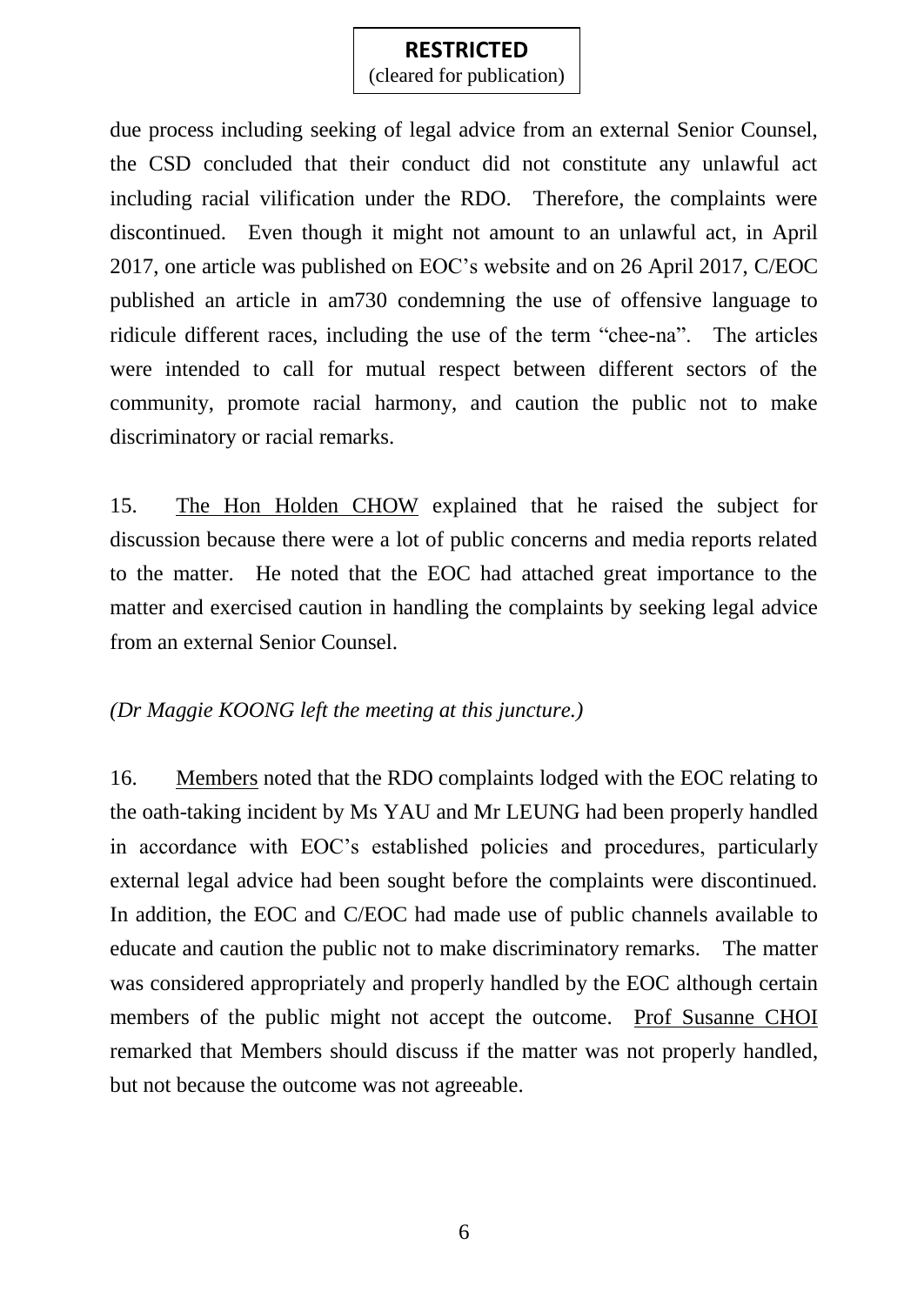due process including seeking of legal advice from an external Senior Counsel, the CSD concluded that their conduct did not constitute any unlawful act including racial vilification under the RDO. Therefore, the complaints were discontinued. Even though it might not amount to an unlawful act, in April 2017, one article was published on EOC's website and on 26 April 2017, C/EOC published an article in am730 condemning the use of offensive language to ridicule different races, including the use of the term "chee-na". The articles were intended to call for mutual respect between different sectors of the community, promote racial harmony, and caution the public not to make discriminatory or racial remarks.

15. The Hon Holden CHOW explained that he raised the subject for discussion because there were a lot of public concerns and media reports related to the matter. He noted that the EOC had attached great importance to the matter and exercised caution in handling the complaints by seeking legal advice from an external Senior Counsel.

*(Dr Maggie KOONG left the meeting at this juncture.)*

16. Members noted that the RDO complaints lodged with the EOC relating to the oath-taking incident by Ms YAU and Mr LEUNG had been properly handled in accordance with EOC's established policies and procedures, particularly external legal advice had been sought before the complaints were discontinued. In addition, the EOC and C/EOC had made use of public channels available to educate and caution the public not to make discriminatory remarks. The matter was considered appropriately and properly handled by the EOC although certain members of the public might not accept the outcome. Prof Susanne CHOI remarked that Members should discuss if the matter was not properly handled, but not because the outcome was not agreeable.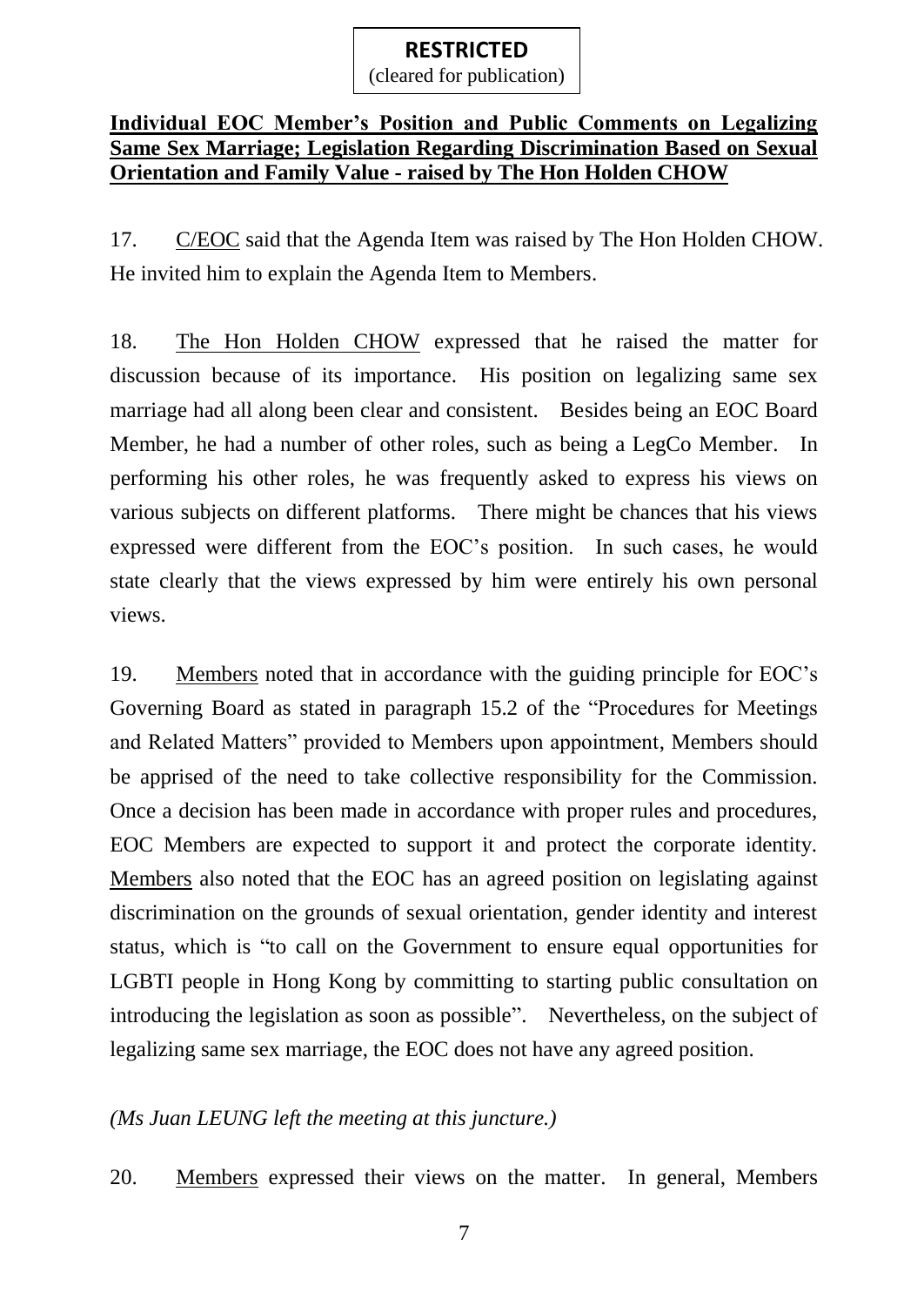**RESTRICTED**
(cleared for publication)

**Individual EOC Member's Position and Public Comments on Legalizing Same Sex Marriage; Legislation Regarding Discrimination Based on Sexual Orientation and Family Value - raised by The Hon Holden CHOW**

17. C/EOC said that the Agenda Item was raised by The Hon Holden CHOW. He invited him to explain the Agenda Item to Members.

18. The Hon Holden CHOW expressed that he raised the matter for discussion because of its importance. His position on legalizing same sex marriage had all along been clear and consistent. Besides being an EOC Board Member, he had a number of other roles, such as being a LegCo Member. In performing his other roles, he was frequently asked to express his views on various subjects on different platforms. There might be chances that his views expressed were different from the EOC's position. In such cases, he would state clearly that the views expressed by him were entirely his own personal views.

19. Members noted that in accordance with the guiding principle for EOC's Governing Board as stated in paragraph 15.2 of the "Procedures for Meetings and Related Matters" provided to Members upon appointment, Members should be apprised of the need to take collective responsibility for the Commission. Once a decision has been made in accordance with proper rules and procedures, EOC Members are expected to support it and protect the corporate identity. Members also noted that the EOC has an agreed position on legislating against discrimination on the grounds of sexual orientation, gender identity and interest status, which is "to call on the Government to ensure equal opportunities for LGBTI people in Hong Kong by committing to starting public consultation on introducing the legislation as soon as possible". Nevertheless, on the subject of legalizing same sex marriage, the EOC does not have any agreed position.

*(Ms Juan LEUNG left the meeting at this juncture.)*

20. Members expressed their views on the matter. In general, Members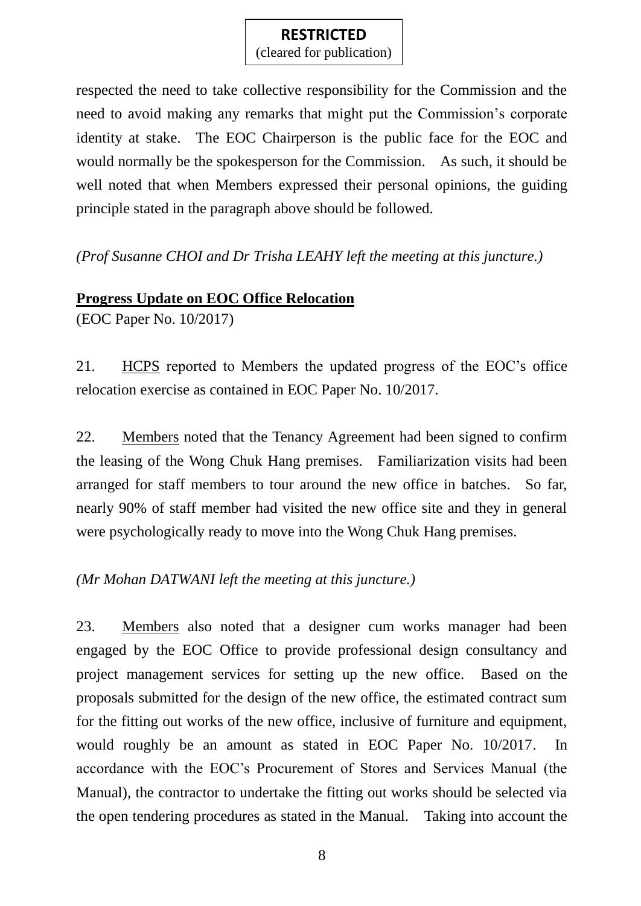respected the need to take collective responsibility for the Commission and the need to avoid making any remarks that might put the Commission's corporate identity at stake. The EOC Chairperson is the public face for the EOC and would normally be the spokesperson for the Commission. As such, it should be well noted that when Members expressed their personal opinions, the guiding principle stated in the paragraph above should be followed.

*(Prof Susanne CHOI and Dr Trisha LEAHY left the meeting at this juncture.)*

**Progress Update on EOC Office Relocation**

(EOC Paper No. 10/2017)

21. HCPS reported to Members the updated progress of the EOC's office relocation exercise as contained in EOC Paper No. 10/2017.

22. Members noted that the Tenancy Agreement had been signed to confirm the leasing of the Wong Chuk Hang premises. Familiarization visits had been arranged for staff members to tour around the new office in batches. So far, nearly 90% of staff member had visited the new office site and they in general were psychologically ready to move into the Wong Chuk Hang premises.

*(Mr Mohan DATWANI left the meeting at this juncture.)*

23. Members also noted that a designer cum works manager had been engaged by the EOC Office to provide professional design consultancy and project management services for setting up the new office. Based on the proposals submitted for the design of the new office, the estimated contract sum for the fitting out works of the new office, inclusive of furniture and equipment, would roughly be an amount as stated in EOC Paper No. 10/2017. In accordance with the EOC's Procurement of Stores and Services Manual (the Manual), the contractor to undertake the fitting out works should be selected via the open tendering procedures as stated in the Manual. Taking into account the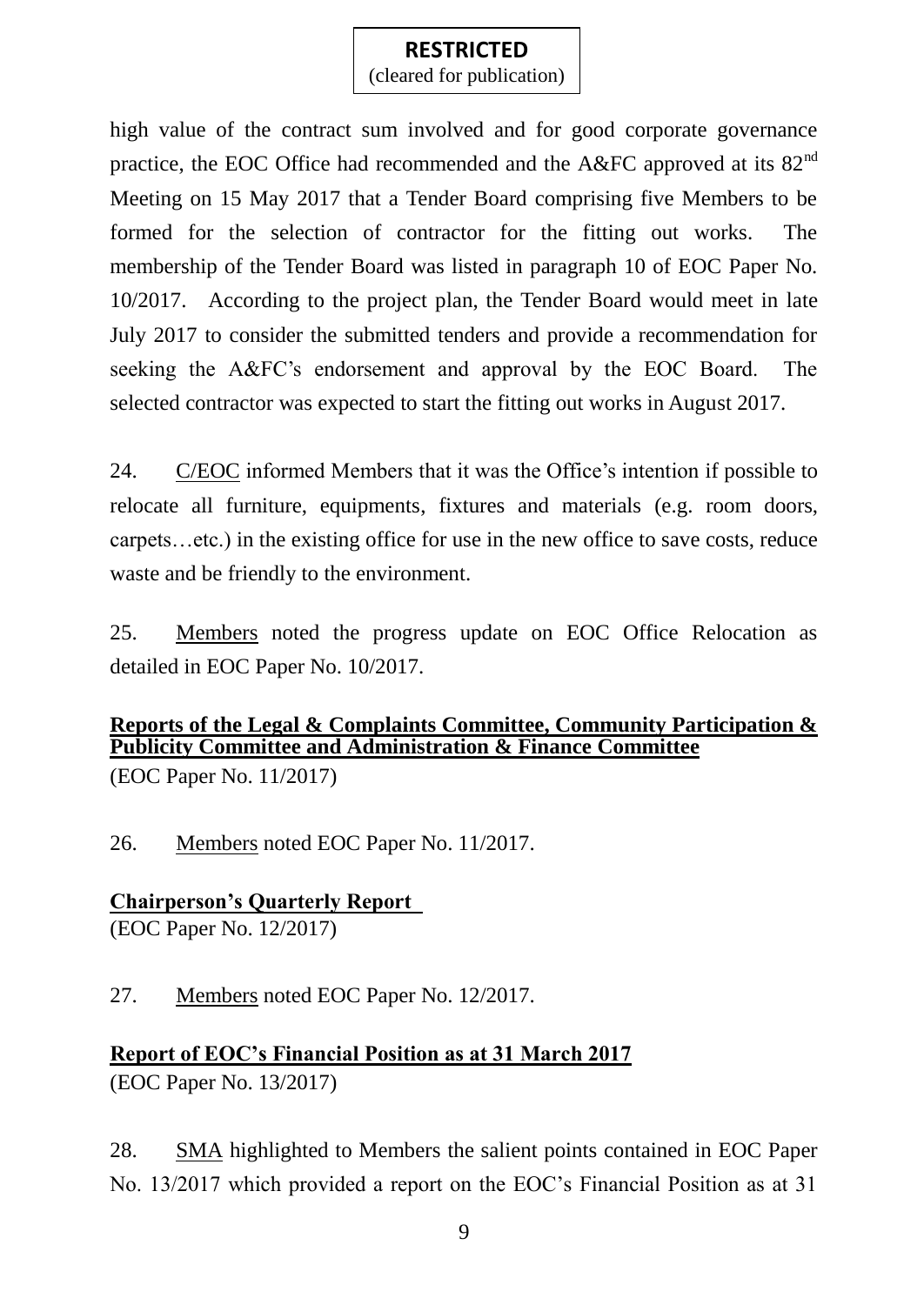high value of the contract sum involved and for good corporate governance practice, the EOC Office had recommended and the A&FC approved at its 82nd Meeting on 15 May 2017 that a Tender Board comprising five Members to be formed for the selection of contractor for the fitting out works. The membership of the Tender Board was listed in paragraph 10 of EOC Paper No. 10/2017. According to the project plan, the Tender Board would meet in late July 2017 to consider the submitted tenders and provide a recommendation for seeking the A&FC's endorsement and approval by the EOC Board. The selected contractor was expected to start the fitting out works in August 2017.

24. C/EOC informed Members that it was the Office's intention if possible to relocate all furniture, equipments, fixtures and materials (e.g. room doors, carpets…etc.) in the existing office for use in the new office to save costs, reduce waste and be friendly to the environment.

25. Members noted the progress update on EOC Office Relocation as detailed in EOC Paper No. 10/2017.

**Reports of the Legal & Complaints Committee, Community Participation & Publicity Committee and Administration & Finance Committee**
(EOC Paper No. 11/2017)

26. Members noted EOC Paper No. 11/2017.

**Chairperson's Quarterly Report**
(EOC Paper No. 12/2017)

27. Members noted EOC Paper No. 12/2017.

**Report of EOC's Financial Position as at 31 March 2017**
(EOC Paper No. 13/2017)

28. SMA highlighted to Members the salient points contained in EOC Paper No. 13/2017 which provided a report on the EOC's Financial Position as at 31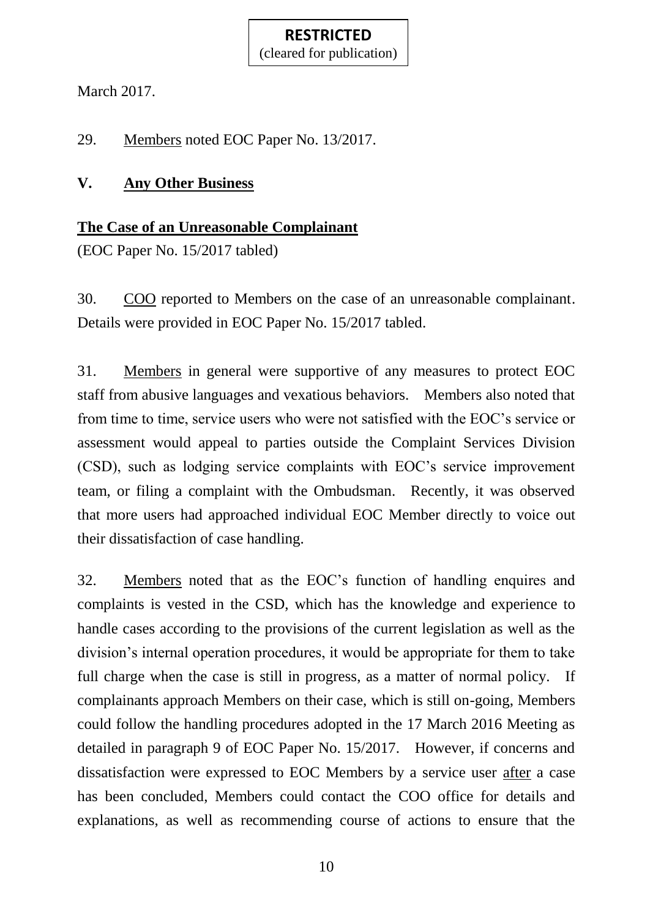March 2017.

29. Members noted EOC Paper No. 13/2017.

## V. Any Other Business

### The Case of an Unreasonable Complainant

(EOC Paper No. 15/2017 tabled)

30. COO reported to Members on the case of an unreasonable complainant. Details were provided in EOC Paper No. 15/2017 tabled.

31. Members in general were supportive of any measures to protect EOC staff from abusive languages and vexatious behaviors. Members also noted that from time to time, service users who were not satisfied with the EOC's service or assessment would appeal to parties outside the Complaint Services Division (CSD), such as lodging service complaints with EOC's service improvement team, or filing a complaint with the Ombudsman. Recently, it was observed that more users had approached individual EOC Member directly to voice out their dissatisfaction of case handling.

32. Members noted that as the EOC's function of handling enquires and complaints is vested in the CSD, which has the knowledge and experience to handle cases according to the provisions of the current legislation as well as the division's internal operation procedures, it would be appropriate for them to take full charge when the case is still in progress, as a matter of normal policy. If complainants approach Members on their case, which is still on-going, Members could follow the handling procedures adopted in the 17 March 2016 Meeting as detailed in paragraph 9 of EOC Paper No. 15/2017. However, if concerns and dissatisfaction were expressed to EOC Members by a service user after a case has been concluded, Members could contact the COO office for details and explanations, as well as recommending course of actions to ensure that the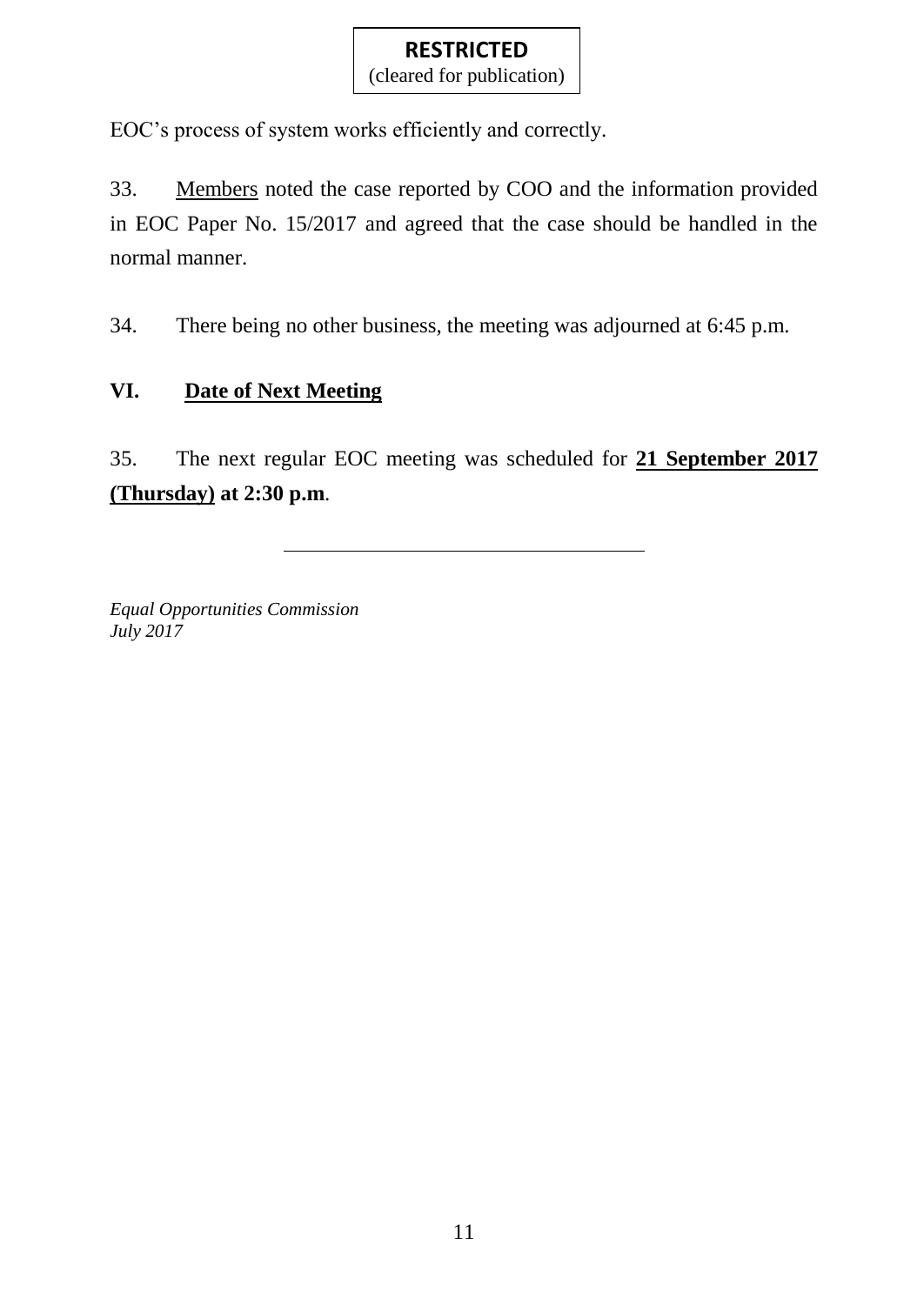**RESTRICTED**
(cleared for publication)

EOC's process of system works efficiently and correctly.

33. Members noted the case reported by COO and the information provided in EOC Paper No. 15/2017 and agreed that the case should be handled in the normal manner.

34. There being no other business, the meeting was adjourned at 6:45 p.m.

## VI. Date of Next Meeting

35. The next regular EOC meeting was scheduled for **21 September 2017 (Thursday) at 2:30 p.m**.

---

*Equal Opportunities Commission*
*July 2017*